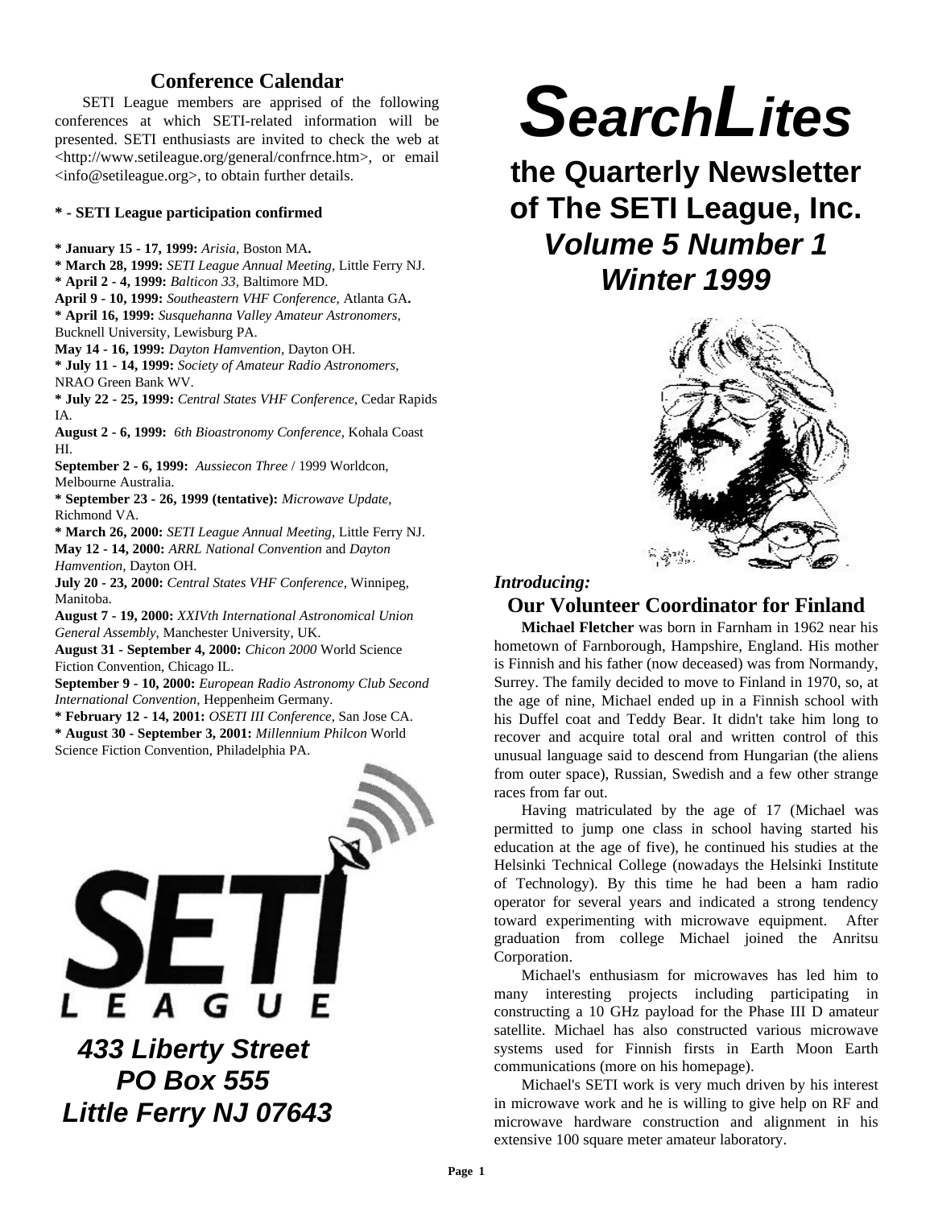# SearchLites

## the Quarterly Newsletter of The SETI League, Inc.

### *Volume 5 Number 1*
### *Winter 1999*

## Conference Calendar

SETI League members are apprised of the following conferences at which SETI-related information will be presented. SETI enthusiasts are invited to check the web at <http://www.setileague.org/general/confrnce.htm>, or email <info@setileague.org>, to obtain further details.

**\* - SETI League participation confirmed**

**\* January 15 - 17, 1999:** *Arisia*, Boston MA**.**
**\* March 28, 1999:** *SETI League Annual Meeting*, Little Ferry NJ.
**\* April 2 - 4, 1999:** *Balticon 33*, Baltimore MD.
**April 9 - 10, 1999:** *Southeastern VHF Conference*, Atlanta GA**.**
**\* April 16, 1999:** *Susquehanna Valley Amateur Astronomers*, Bucknell University, Lewisburg PA.
**May 14 - 16, 1999:** *Dayton Hamvention*, Dayton OH.
**\* July 11 - 14, 1999:** *Society of Amateur Radio Astronomers*, NRAO Green Bank WV.
**\* July 22 - 25, 1999:** *Central States VHF Conference*, Cedar Rapids IA.
**August 2 - 6, 1999:** *6th Bioastronomy Conference*, Kohala Coast HI.
**September 2 - 6, 1999:** *Aussiecon Three* / 1999 Worldcon, Melbourne Australia.
**\* September 23 - 26, 1999 (tentative):** *Microwave Update*, Richmond VA.
**\* March 26, 2000:** *SETI League Annual Meeting*, Little Ferry NJ.
**May 12 - 14, 2000:** *ARRL National Convention* and *Dayton Hamvention*, Dayton OH.
**July 20 - 23, 2000:** *Central States VHF Conference*, Winnipeg, Manitoba.
**August 7 - 19, 2000:** *XXIVth International Astronomical Union General Assembly*, Manchester University, UK.
**August 31 - September 4, 2000:** *Chicon 2000* World Science Fiction Convention, Chicago IL.
**September 9 - 10, 2000:** *European Radio Astronomy Club Second International Convention*, Heppenheim Germany.
**\* February 12 - 14, 2001:** *OSETI III Conference*, San Jose CA.
**\* August 30 - September 3, 2001:** *Millennium Philcon* World Science Fiction Convention, Philadelphia PA.

***433 Liberty Street***
***PO Box 555***
***Little Ferry NJ 07643***

*Introducing:*

## Our Volunteer Coordinator for Finland

**Michael Fletcher** was born in Farnham in 1962 near his hometown of Farnborough, Hampshire, England. His mother is Finnish and his father (now deceased) was from Normandy, Surrey. The family decided to move to Finland in 1970, so, at the age of nine, Michael ended up in a Finnish school with his Duffel coat and Teddy Bear. It didn't take him long to recover and acquire total oral and written control of this unusual language said to descend from Hungarian (the aliens from outer space), Russian, Swedish and a few other strange races from far out.

Having matriculated by the age of 17 (Michael was permitted to jump one class in school having started his education at the age of five), he continued his studies at the Helsinki Technical College (nowadays the Helsinki Institute of Technology). By this time he had been a ham radio operator for several years and indicated a strong tendency toward experimenting with microwave equipment. After graduation from college Michael joined the Anritsu Corporation.

Michael's enthusiasm for microwaves has led him to many interesting projects including participating in constructing a 10 GHz payload for the Phase III D amateur satellite. Michael has also constructed various microwave systems used for Finnish firsts in Earth Moon Earth communications (more on his homepage).

Michael's SETI work is very much driven by his interest in microwave work and he is willing to give help on RF and microwave hardware construction and alignment in his extensive 100 square meter amateur laboratory.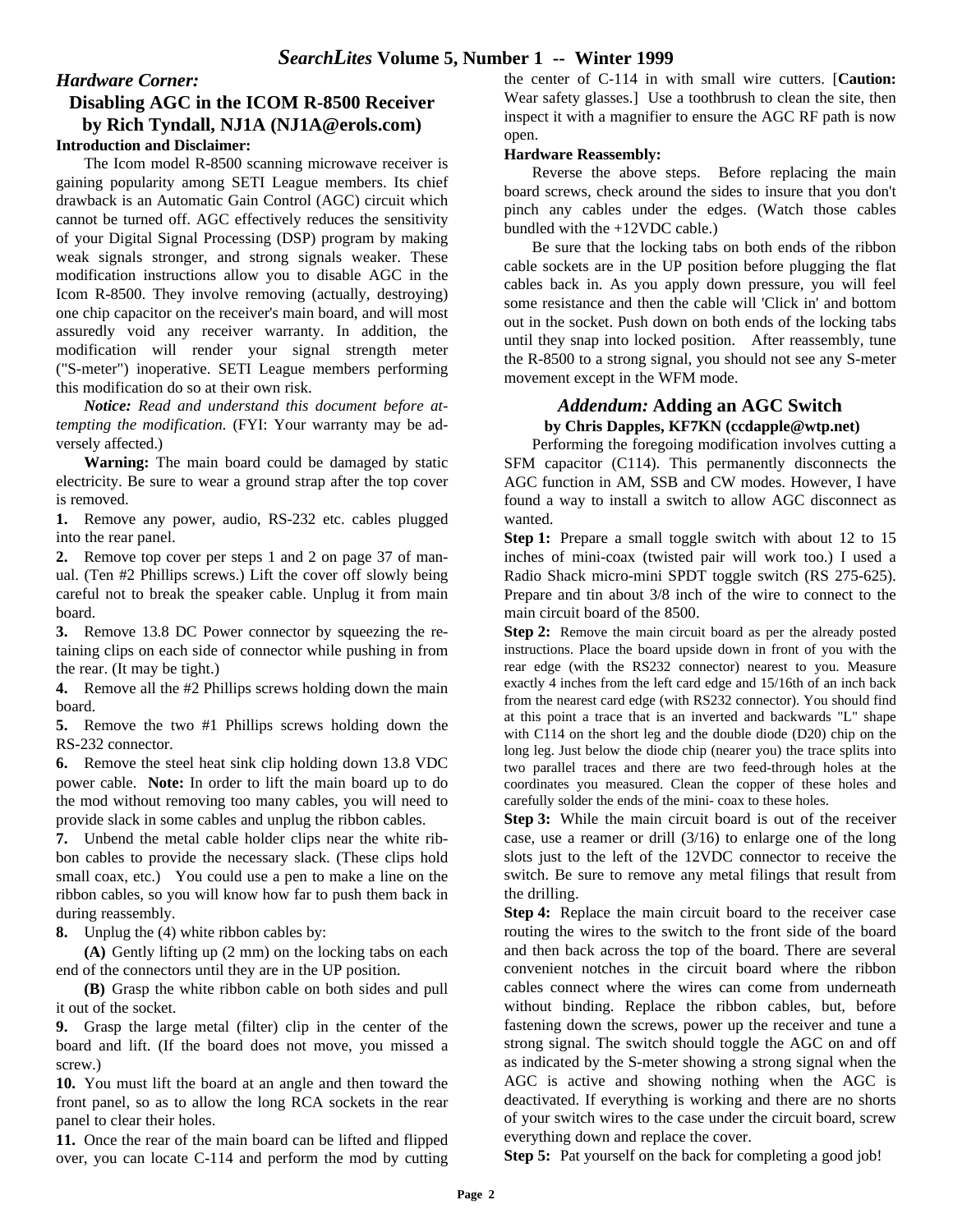## *Hardware Corner:*

## Disabling AGC in the ICOM R-8500 Receiver by Rich Tyndall, NJ1A (NJ1A@erols.com)

**Introduction and Disclaimer:**

The Icom model R-8500 scanning microwave receiver is gaining popularity among SETI League members. Its chief drawback is an Automatic Gain Control (AGC) circuit which cannot be turned off. AGC effectively reduces the sensitivity of your Digital Signal Processing (DSP) program by making weak signals stronger, and strong signals weaker. These modification instructions allow you to disable AGC in the Icom R-8500. They involve removing (actually, destroying) one chip capacitor on the receiver's main board, and will most assuredly void any receiver warranty. In addition, the modification will render your signal strength meter ("S-meter") inoperative. SETI League members performing this modification do so at their own risk.

***Notice:*** *Read and understand this document before attempting the modification.* (FYI: Your warranty may be adversely affected.)

**Warning:** The main board could be damaged by static electricity. Be sure to wear a ground strap after the top cover is removed.

**1.** Remove any power, audio, RS-232 etc. cables plugged into the rear panel.

**2.** Remove top cover per steps 1 and 2 on page 37 of manual. (Ten #2 Phillips screws.) Lift the cover off slowly being careful not to break the speaker cable. Unplug it from main board.

**3.** Remove 13.8 DC Power connector by squeezing the retaining clips on each side of connector while pushing in from the rear. (It may be tight.)

**4.** Remove all the #2 Phillips screws holding down the main board.

**5.** Remove the two #1 Phillips screws holding down the RS-232 connector.

**6.** Remove the steel heat sink clip holding down 13.8 VDC power cable. **Note:** In order to lift the main board up to do the mod without removing too many cables, you will need to provide slack in some cables and unplug the ribbon cables.

**7.** Unbend the metal cable holder clips near the white ribbon cables to provide the necessary slack. (These clips hold small coax, etc.) You could use a pen to make a line on the ribbon cables, so you will know how far to push them back in during reassembly.

**8.** Unplug the (4) white ribbon cables by:

**(A)** Gently lifting up (2 mm) on the locking tabs on each end of the connectors until they are in the UP position.

**(B)** Grasp the white ribbon cable on both sides and pull it out of the socket.

**9.** Grasp the large metal (filter) clip in the center of the board and lift. (If the board does not move, you missed a screw.)

**10.** You must lift the board at an angle and then toward the front panel, so as to allow the long RCA sockets in the rear panel to clear their holes.

**11.** Once the rear of the main board can be lifted and flipped over, you can locate C-114 and perform the mod by cutting the center of C-114 in with small wire cutters. [**Caution:** Wear safety glasses.] Use a toothbrush to clean the site, then inspect it with a magnifier to ensure the AGC RF path is now open.

**Hardware Reassembly:**

Reverse the above steps. Before replacing the main board screws, check around the sides to insure that you don't pinch any cables under the edges. (Watch those cables bundled with the +12VDC cable.)

Be sure that the locking tabs on both ends of the ribbon cable sockets are in the UP position before plugging the flat cables back in. As you apply down pressure, you will feel some resistance and then the cable will 'Click in' and bottom out in the socket. Push down on both ends of the locking tabs until they snap into locked position. After reassembly, tune the R-8500 to a strong signal, you should not see any S-meter movement except in the WFM mode.

## *Addendum:* Adding an AGC Switch

**by Chris Dapples, KF7KN (ccdapple@wtp.net)**

Performing the foregoing modification involves cutting a SFM capacitor (C114). This permanently disconnects the AGC function in AM, SSB and CW modes. However, I have found a way to install a switch to allow AGC disconnect as wanted.

**Step 1:** Prepare a small toggle switch with about 12 to 15 inches of mini-coax (twisted pair will work too.) I used a Radio Shack micro-mini SPDT toggle switch (RS 275-625). Prepare and tin about 3/8 inch of the wire to connect to the main circuit board of the 8500.

**Step 2:** Remove the main circuit board as per the already posted instructions. Place the board upside down in front of you with the rear edge (with the RS232 connector) nearest to you. Measure exactly 4 inches from the left card edge and 15/16th of an inch back from the nearest card edge (with RS232 connector). You should find at this point a trace that is an inverted and backwards "L" shape with C114 on the short leg and the double diode (D20) chip on the long leg. Just below the diode chip (nearer you) the trace splits into two parallel traces and there are two feed-through holes at the coordinates you measured. Clean the copper of these holes and carefully solder the ends of the mini- coax to these holes.

**Step 3:** While the main circuit board is out of the receiver case, use a reamer or drill (3/16) to enlarge one of the long slots just to the left of the 12VDC connector to receive the switch. Be sure to remove any metal filings that result from the drilling.

**Step 4:** Replace the main circuit board to the receiver case routing the wires to the switch to the front side of the board and then back across the top of the board. There are several convenient notches in the circuit board where the ribbon cables connect where the wires can come from underneath without binding. Replace the ribbon cables, but, before fastening down the screws, power up the receiver and tune a strong signal. The switch should toggle the AGC on and off as indicated by the S-meter showing a strong signal when the AGC is active and showing nothing when the AGC is deactivated. If everything is working and there are no shorts of your switch wires to the case under the circuit board, screw everything down and replace the cover.

**Step 5:** Pat yourself on the back for completing a good job!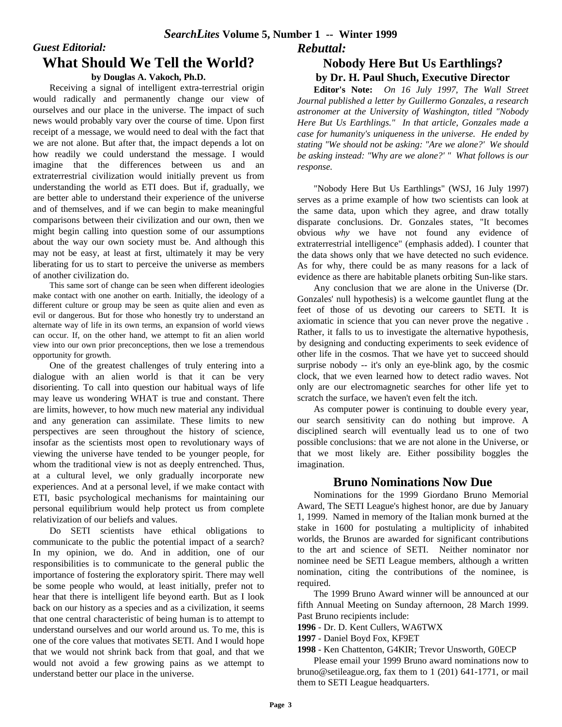## *Guest Editorial:*

# What Should We Tell the World?

**by Douglas A. Vakoch, Ph.D.**

Receiving a signal of intelligent extra-terrestrial origin would radically and permanently change our view of ourselves and our place in the universe. The impact of such news would probably vary over the course of time. Upon first receipt of a message, we would need to deal with the fact that we are not alone. But after that, the impact depends a lot on how readily we could understand the message. I would imagine that the differences between us and an extraterrestrial civilization would initially prevent us from understanding the world as ETI does. But if, gradually, we are better able to understand their experience of the universe and of themselves, and if we can begin to make meaningful comparisons between their civilization and our own, then we might begin calling into question some of our assumptions about the way our own society must be. And although this may not be easy, at least at first, ultimately it may be very liberating for us to start to perceive the universe as members of another civilization do.

This same sort of change can be seen when different ideologies make contact with one another on earth. Initially, the ideology of a different culture or group may be seen as quite alien and even as evil or dangerous. But for those who honestly try to understand an alternate way of life in its own terms, an expansion of world views can occur. If, on the other hand, we attempt to fit an alien world view into our own prior preconceptions, then we lose a tremendous opportunity for growth.

One of the greatest challenges of truly entering into a dialogue with an alien world is that it can be very disorienting. To call into question our habitual ways of life may leave us wondering WHAT is true and constant. There are limits, however, to how much new material any individual and any generation can assimilate. These limits to new perspectives are seen throughout the history of science, insofar as the scientists most open to revolutionary ways of viewing the universe have tended to be younger people, for whom the traditional view is not as deeply entrenched. Thus, at a cultural level, we only gradually incorporate new experiences. And at a personal level, if we make contact with ETI, basic psychological mechanisms for maintaining our personal equilibrium would help protect us from complete relativization of our beliefs and values.

Do SETI scientists have ethical obligations to communicate to the public the potential impact of a search? In my opinion, we do. And in addition, one of our responsibilities is to communicate to the general public the importance of fostering the exploratory spirit. There may well be some people who would, at least initially, prefer not to hear that there is intelligent life beyond earth. But as I look back on our history as a species and as a civilization, it seems that one central characteristic of being human is to attempt to understand ourselves and our world around us. To me, this is one of the core values that motivates SETI. And I would hope that we would not shrink back from that goal, and that we would not avoid a few growing pains as we attempt to understand better our place in the universe.

## *Rebuttal:*

# Nobody Here But Us Earthlings?

**by Dr. H. Paul Shuch, Executive Director**

**Editor's Note:** *On 16 July 1997, The Wall Street Journal published a letter by Guillermo Gonzales, a research astronomer at the University of Washington, titled "Nobody Here But Us Earthlings." In that article, Gonzales made a case for humanity's uniqueness in the universe. He ended by stating "We should not be asking: "Are we alone?' We should be asking instead: "Why are we alone?' " What follows is our response.*

"Nobody Here But Us Earthlings" (WSJ, 16 July 1997) serves as a prime example of how two scientists can look at the same data, upon which they agree, and draw totally disparate conclusions. Dr. Gonzales states, "It becomes obvious *why* we have not found any evidence of extraterrestrial intelligence" (emphasis added). I counter that the data shows only that we have detected no such evidence. As for why, there could be as many reasons for a lack of evidence as there are habitable planets orbiting Sun-like stars.

Any conclusion that we are alone in the Universe (Dr. Gonzales' null hypothesis) is a welcome gauntlet flung at the feet of those of us devoting our careers to SETI. It is axiomatic in science that you can never prove the negative . Rather, it falls to us to investigate the alternative hypothesis, by designing and conducting experiments to seek evidence of other life in the cosmos. That we have yet to succeed should surprise nobody -- it's only an eye-blink ago, by the cosmic clock, that we even learned how to detect radio waves. Not only are our electromagnetic searches for other life yet to scratch the surface, we haven't even felt the itch.

As computer power is continuing to double every year, our search sensitivity can do nothing but improve. A disciplined search will eventually lead us to one of two possible conclusions: that we are not alone in the Universe, or that we most likely are. Either possibility boggles the imagination.

# Bruno Nominations Now Due

Nominations for the 1999 Giordano Bruno Memorial Award, The SETI League's highest honor, are due by January 1, 1999. Named in memory of the Italian monk burned at the stake in 1600 for postulating a multiplicity of inhabited worlds, the Brunos are awarded for significant contributions to the art and science of SETI. Neither nominator nor nominee need be SETI League members, although a written nomination, citing the contributions of the nominee, is required.

The 1999 Bruno Award winner will be announced at our fifth Annual Meeting on Sunday afternoon, 28 March 1999. Past Bruno recipients include:

**1996** - Dr. D. Kent Cullers, WA6TWX

**1997** - Daniel Boyd Fox, KF9ET

**1998** - Ken Chattenton, G4KIR; Trevor Unsworth, G0ECP

Please email your 1999 Bruno award nominations now to bruno@setileague.org, fax them to 1 (201) 641-1771, or mail them to SETI League headquarters.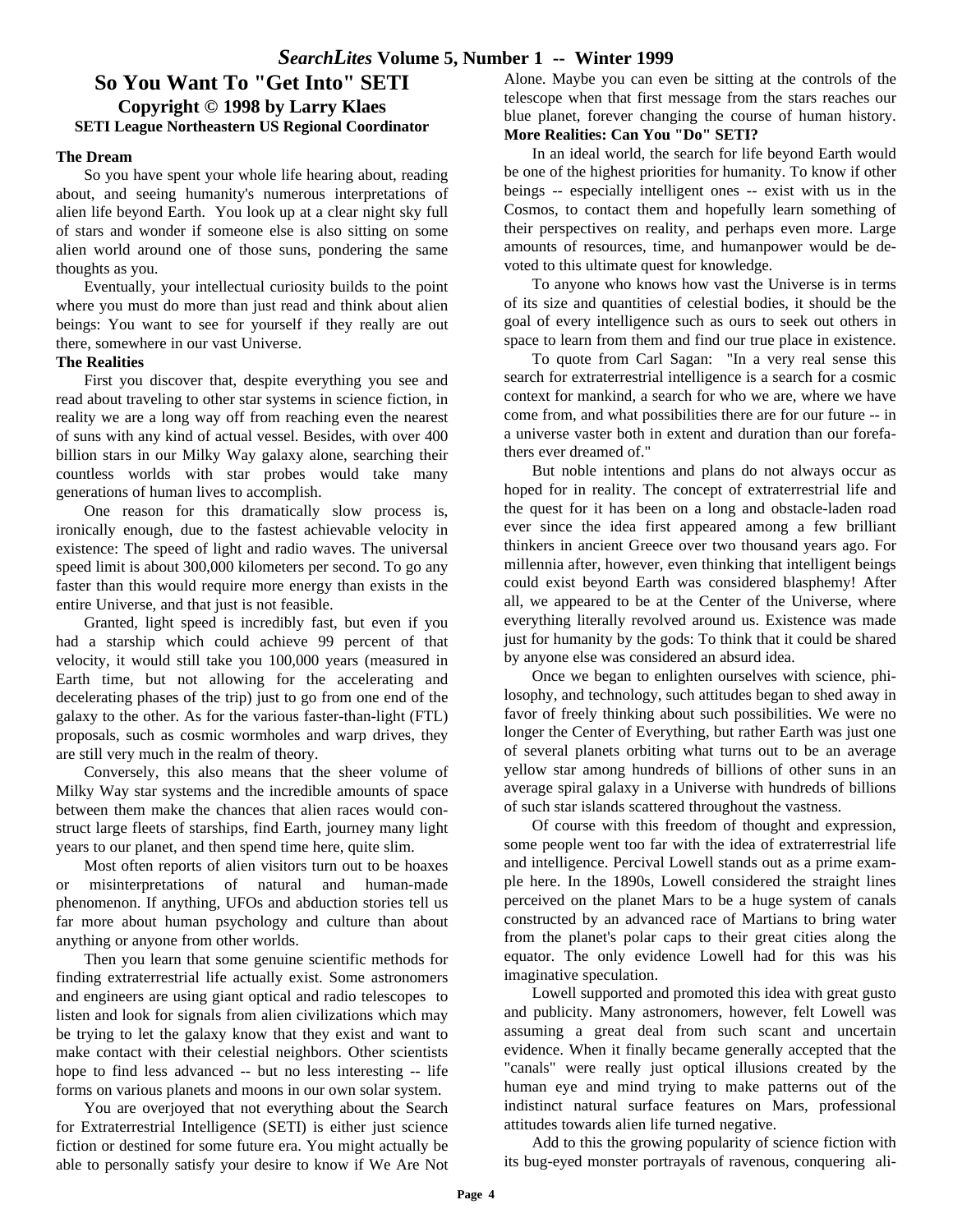# So You Want To "Get Into" SETI

**Copyright © 1998 by Larry Klaes**
**SETI League Northeastern US Regional Coordinator**

### The Dream

So you have spent your whole life hearing about, reading about, and seeing humanity's numerous interpretations of alien life beyond Earth. You look up at a clear night sky full of stars and wonder if someone else is also sitting on some alien world around one of those suns, pondering the same thoughts as you.

Eventually, your intellectual curiosity builds to the point where you must do more than just read and think about alien beings: You want to see for yourself if they really are out there, somewhere in our vast Universe.

### The Realities

First you discover that, despite everything you see and read about traveling to other star systems in science fiction, in reality we are a long way off from reaching even the nearest of suns with any kind of actual vessel. Besides, with over 400 billion stars in our Milky Way galaxy alone, searching their countless worlds with star probes would take many generations of human lives to accomplish.

One reason for this dramatically slow process is, ironically enough, due to the fastest achievable velocity in existence: The speed of light and radio waves. The universal speed limit is about 300,000 kilometers per second. To go any faster than this would require more energy than exists in the entire Universe, and that just is not feasible.

Granted, light speed is incredibly fast, but even if you had a starship which could achieve 99 percent of that velocity, it would still take you 100,000 years (measured in Earth time, but not allowing for the accelerating and decelerating phases of the trip) just to go from one end of the galaxy to the other. As for the various faster-than-light (FTL) proposals, such as cosmic wormholes and warp drives, they are still very much in the realm of theory.

Conversely, this also means that the sheer volume of Milky Way star systems and the incredible amounts of space between them make the chances that alien races would construct large fleets of starships, find Earth, journey many light years to our planet, and then spend time here, quite slim.

Most often reports of alien visitors turn out to be hoaxes or misinterpretations of natural and human-made phenomenon. If anything, UFOs and abduction stories tell us far more about human psychology and culture than about anything or anyone from other worlds.

Then you learn that some genuine scientific methods for finding extraterrestrial life actually exist. Some astronomers and engineers are using giant optical and radio telescopes to listen and look for signals from alien civilizations which may be trying to let the galaxy know that they exist and want to make contact with their celestial neighbors. Other scientists hope to find less advanced -- but no less interesting -- life forms on various planets and moons in our own solar system.

You are overjoyed that not everything about the Search for Extraterrestrial Intelligence (SETI) is either just science fiction or destined for some future era. You might actually be able to personally satisfy your desire to know if We Are Not Alone. Maybe you can even be sitting at the controls of the telescope when that first message from the stars reaches our blue planet, forever changing the course of human history.

### More Realities: Can You "Do" SETI?

In an ideal world, the search for life beyond Earth would be one of the highest priorities for humanity. To know if other beings -- especially intelligent ones -- exist with us in the Cosmos, to contact them and hopefully learn something of their perspectives on reality, and perhaps even more. Large amounts of resources, time, and humanpower would be devoted to this ultimate quest for knowledge.

To anyone who knows how vast the Universe is in terms of its size and quantities of celestial bodies, it should be the goal of every intelligence such as ours to seek out others in space to learn from them and find our true place in existence.

To quote from Carl Sagan: "In a very real sense this search for extraterrestrial intelligence is a search for a cosmic context for mankind, a search for who we are, where we have come from, and what possibilities there are for our future -- in a universe vaster both in extent and duration than our forefathers ever dreamed of."

But noble intentions and plans do not always occur as hoped for in reality. The concept of extraterrestrial life and the quest for it has been on a long and obstacle-laden road ever since the idea first appeared among a few brilliant thinkers in ancient Greece over two thousand years ago. For millennia after, however, even thinking that intelligent beings could exist beyond Earth was considered blasphemy! After all, we appeared to be at the Center of the Universe, where everything literally revolved around us. Existence was made just for humanity by the gods: To think that it could be shared by anyone else was considered an absurd idea.

Once we began to enlighten ourselves with science, philosophy, and technology, such attitudes began to shed away in favor of freely thinking about such possibilities. We were no longer the Center of Everything, but rather Earth was just one of several planets orbiting what turns out to be an average yellow star among hundreds of billions of other suns in an average spiral galaxy in a Universe with hundreds of billions of such star islands scattered throughout the vastness.

Of course with this freedom of thought and expression, some people went too far with the idea of extraterrestrial life and intelligence. Percival Lowell stands out as a prime example here. In the 1890s, Lowell considered the straight lines perceived on the planet Mars to be a huge system of canals constructed by an advanced race of Martians to bring water from the planet's polar caps to their great cities along the equator. The only evidence Lowell had for this was his imaginative speculation.

Lowell supported and promoted this idea with great gusto and publicity. Many astronomers, however, felt Lowell was assuming a great deal from such scant and uncertain evidence. When it finally became generally accepted that the "canals" were really just optical illusions created by the human eye and mind trying to make patterns out of the indistinct natural surface features on Mars, professional attitudes towards alien life turned negative.

Add to this the growing popularity of science fiction with its bug-eyed monster portrayals of ravenous, conquering ali-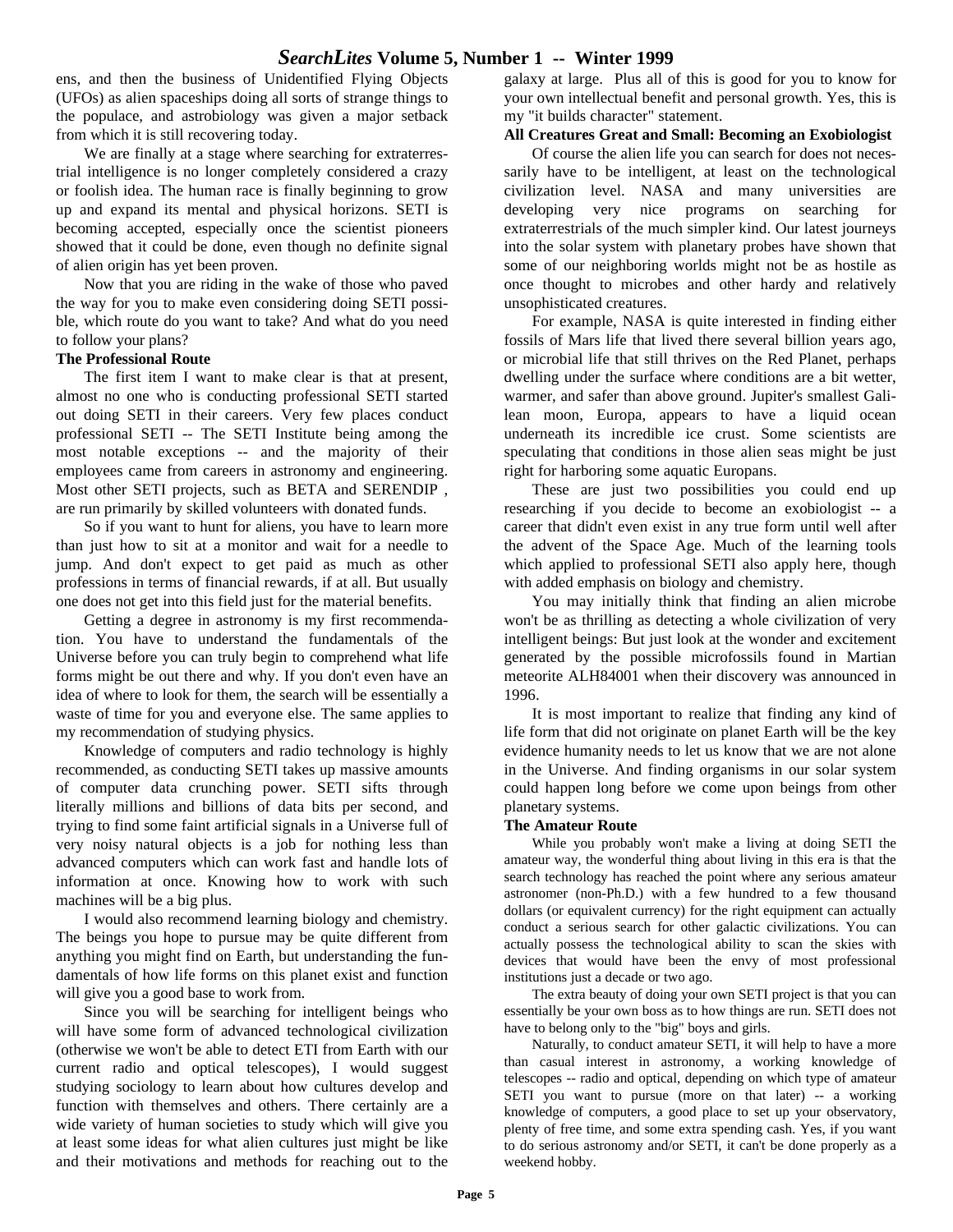ens, and then the business of Unidentified Flying Objects (UFOs) as alien spaceships doing all sorts of strange things to the populace, and astrobiology was given a major setback from which it is still recovering today.

We are finally at a stage where searching for extraterrestrial intelligence is no longer completely considered a crazy or foolish idea. The human race is finally beginning to grow up and expand its mental and physical horizons. SETI is becoming accepted, especially once the scientist pioneers showed that it could be done, even though no definite signal of alien origin has yet been proven.

Now that you are riding in the wake of those who paved the way for you to make even considering doing SETI possible, which route do you want to take? And what do you need to follow your plans?

**The Professional Route**

The first item I want to make clear is that at present, almost no one who is conducting professional SETI started out doing SETI in their careers. Very few places conduct professional SETI -- The SETI Institute being among the most notable exceptions -- and the majority of their employees came from careers in astronomy and engineering. Most other SETI projects, such as BETA and SERENDIP , are run primarily by skilled volunteers with donated funds.

So if you want to hunt for aliens, you have to learn more than just how to sit at a monitor and wait for a needle to jump. And don't expect to get paid as much as other professions in terms of financial rewards, if at all. But usually one does not get into this field just for the material benefits.

Getting a degree in astronomy is my first recommendation. You have to understand the fundamentals of the Universe before you can truly begin to comprehend what life forms might be out there and why. If you don't even have an idea of where to look for them, the search will be essentially a waste of time for you and everyone else. The same applies to my recommendation of studying physics.

Knowledge of computers and radio technology is highly recommended, as conducting SETI takes up massive amounts of computer data crunching power. SETI sifts through literally millions and billions of data bits per second, and trying to find some faint artificial signals in a Universe full of very noisy natural objects is a job for nothing less than advanced computers which can work fast and handle lots of information at once. Knowing how to work with such machines will be a big plus.

I would also recommend learning biology and chemistry. The beings you hope to pursue may be quite different from anything you might find on Earth, but understanding the fundamentals of how life forms on this planet exist and function will give you a good base to work from.

Since you will be searching for intelligent beings who will have some form of advanced technological civilization (otherwise we won't be able to detect ETI from Earth with our current radio and optical telescopes), I would suggest studying sociology to learn about how cultures develop and function with themselves and others. There certainly are a wide variety of human societies to study which will give you at least some ideas for what alien cultures just might be like and their motivations and methods for reaching out to the galaxy at large. Plus all of this is good for you to know for your own intellectual benefit and personal growth. Yes, this is my "it builds character" statement.

**All Creatures Great and Small: Becoming an Exobiologist**

Of course the alien life you can search for does not necessarily have to be intelligent, at least on the technological civilization level. NASA and many universities are developing very nice programs on searching for extraterrestrials of the much simpler kind. Our latest journeys into the solar system with planetary probes have shown that some of our neighboring worlds might not be as hostile as once thought to microbes and other hardy and relatively unsophisticated creatures.

For example, NASA is quite interested in finding either fossils of Mars life that lived there several billion years ago, or microbial life that still thrives on the Red Planet, perhaps dwelling under the surface where conditions are a bit wetter, warmer, and safer than above ground. Jupiter's smallest Galilean moon, Europa, appears to have a liquid ocean underneath its incredible ice crust. Some scientists are speculating that conditions in those alien seas might be just right for harboring some aquatic Europans.

These are just two possibilities you could end up researching if you decide to become an exobiologist -- a career that didn't even exist in any true form until well after the advent of the Space Age. Much of the learning tools which applied to professional SETI also apply here, though with added emphasis on biology and chemistry.

You may initially think that finding an alien microbe won't be as thrilling as detecting a whole civilization of very intelligent beings: But just look at the wonder and excitement generated by the possible microfossils found in Martian meteorite ALH84001 when their discovery was announced in 1996.

It is most important to realize that finding any kind of life form that did not originate on planet Earth will be the key evidence humanity needs to let us know that we are not alone in the Universe. And finding organisms in our solar system could happen long before we come upon beings from other planetary systems.

**The Amateur Route**

While you probably won't make a living at doing SETI the amateur way, the wonderful thing about living in this era is that the search technology has reached the point where any serious amateur astronomer (non-Ph.D.) with a few hundred to a few thousand dollars (or equivalent currency) for the right equipment can actually conduct a serious search for other galactic civilizations. You can actually possess the technological ability to scan the skies with devices that would have been the envy of most professional institutions just a decade or two ago.

The extra beauty of doing your own SETI project is that you can essentially be your own boss as to how things are run. SETI does not have to belong only to the "big" boys and girls.

Naturally, to conduct amateur SETI, it will help to have a more than casual interest in astronomy, a working knowledge of telescopes -- radio and optical, depending on which type of amateur SETI you want to pursue (more on that later) -- a working knowledge of computers, a good place to set up your observatory, plenty of free time, and some extra spending cash. Yes, if you want to do serious astronomy and/or SETI, it can't be done properly as a weekend hobby.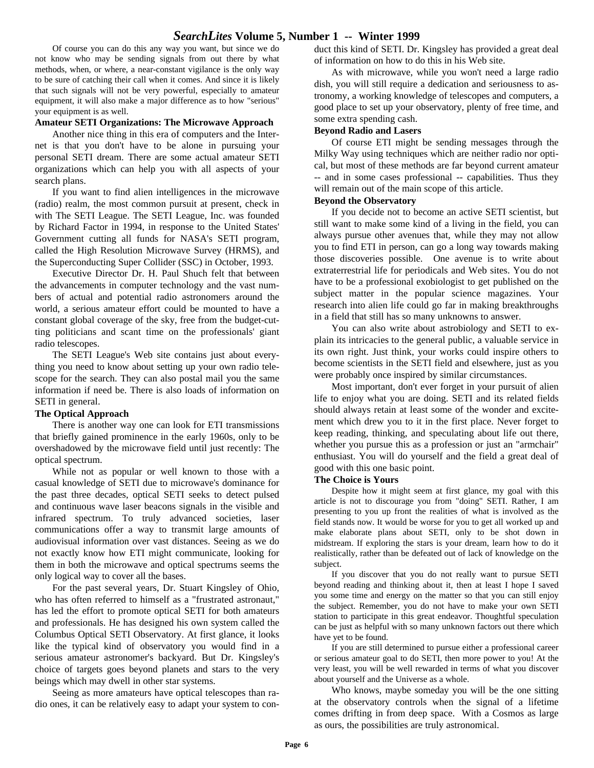Of course you can do this any way you want, but since we do not know who may be sending signals from out there by what methods, when, or where, a near-constant vigilance is the only way to be sure of catching their call when it comes. And since it is likely that such signals will not be very powerful, especially to amateur equipment, it will also make a major difference as to how "serious" your equipment is as well.

**Amateur SETI Organizations: The Microwave Approach**

Another nice thing in this era of computers and the Internet is that you don't have to be alone in pursuing your personal SETI dream. There are some actual amateur SETI organizations which can help you with all aspects of your search plans.

If you want to find alien intelligences in the microwave (radio) realm, the most common pursuit at present, check in with The SETI League. The SETI League, Inc. was founded by Richard Factor in 1994, in response to the United States' Government cutting all funds for NASA's SETI program, called the High Resolution Microwave Survey (HRMS), and the Superconducting Super Collider (SSC) in October, 1993.

Executive Director Dr. H. Paul Shuch felt that between the advancements in computer technology and the vast numbers of actual and potential radio astronomers around the world, a serious amateur effort could be mounted to have a constant global coverage of the sky, free from the budget-cutting politicians and scant time on the professionals' giant radio telescopes.

The SETI League's Web site contains just about everything you need to know about setting up your own radio telescope for the search. They can also postal mail you the same information if need be. There is also loads of information on SETI in general.

**The Optical Approach**

There is another way one can look for ETI transmissions that briefly gained prominence in the early 1960s, only to be overshadowed by the microwave field until just recently: The optical spectrum.

While not as popular or well known to those with a casual knowledge of SETI due to microwave's dominance for the past three decades, optical SETI seeks to detect pulsed and continuous wave laser beacons signals in the visible and infrared spectrum. To truly advanced societies, laser communications offer a way to transmit large amounts of audiovisual information over vast distances. Seeing as we do not exactly know how ETI might communicate, looking for them in both the microwave and optical spectrums seems the only logical way to cover all the bases.

For the past several years, Dr. Stuart Kingsley of Ohio, who has often referred to himself as a "frustrated astronaut," has led the effort to promote optical SETI for both amateurs and professionals. He has designed his own system called the Columbus Optical SETI Observatory. At first glance, it looks like the typical kind of observatory you would find in a serious amateur astronomer's backyard. But Dr. Kingsley's choice of targets goes beyond planets and stars to the very beings which may dwell in other star systems.

Seeing as more amateurs have optical telescopes than radio ones, it can be relatively easy to adapt your system to conduct this kind of SETI. Dr. Kingsley has provided a great deal of information on how to do this in his Web site.

As with microwave, while you won't need a large radio dish, you will still require a dedication and seriousness to astronomy, a working knowledge of telescopes and computers, a good place to set up your observatory, plenty of free time, and some extra spending cash.

**Beyond Radio and Lasers**

Of course ETI might be sending messages through the Milky Way using techniques which are neither radio nor optical, but most of these methods are far beyond current amateur -- and in some cases professional -- capabilities. Thus they will remain out of the main scope of this article.

**Beyond the Observatory**

If you decide not to become an active SETI scientist, but still want to make some kind of a living in the field, you can always pursue other avenues that, while they may not allow you to find ETI in person, can go a long way towards making those discoveries possible. One avenue is to write about extraterrestrial life for periodicals and Web sites. You do not have to be a professional exobiologist to get published on the subject matter in the popular science magazines. Your research into alien life could go far in making breakthroughs in a field that still has so many unknowns to answer.

You can also write about astrobiology and SETI to explain its intricacies to the general public, a valuable service in its own right. Just think, your works could inspire others to become scientists in the SETI field and elsewhere, just as you were probably once inspired by similar circumstances.

Most important, don't ever forget in your pursuit of alien life to enjoy what you are doing. SETI and its related fields should always retain at least some of the wonder and excitement which drew you to it in the first place. Never forget to keep reading, thinking, and speculating about life out there, whether you pursue this as a profession or just an "armchair" enthusiast. You will do yourself and the field a great deal of good with this one basic point.

**The Choice is Yours**

Despite how it might seem at first glance, my goal with this article is not to discourage you from "doing" SETI. Rather, I am presenting to you up front the realities of what is involved as the field stands now. It would be worse for you to get all worked up and make elaborate plans about SETI, only to be shot down in midstream. If exploring the stars is your dream, learn how to do it realistically, rather than be defeated out of lack of knowledge on the subject.

If you discover that you do not really want to pursue SETI beyond reading and thinking about it, then at least I hope I saved you some time and energy on the matter so that you can still enjoy the subject. Remember, you do not have to make your own SETI station to participate in this great endeavor. Thoughtful speculation can be just as helpful with so many unknown factors out there which have yet to be found.

If you are still determined to pursue either a professional career or serious amateur goal to do SETI, then more power to you! At the very least, you will be well rewarded in terms of what you discover about yourself and the Universe as a whole.

Who knows, maybe someday you will be the one sitting at the observatory controls when the signal of a lifetime comes drifting in from deep space. With a Cosmos as large as ours, the possibilities are truly astronomical.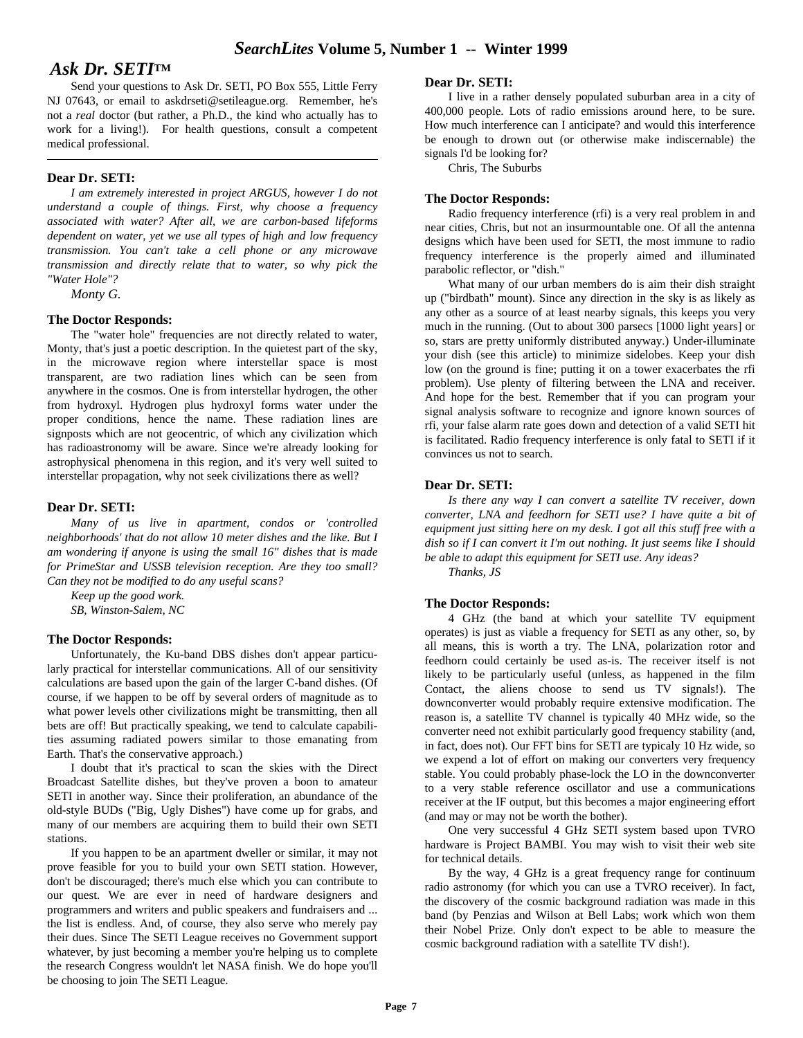## *Ask Dr. SETI™*

Send your questions to Ask Dr. SETI, PO Box 555, Little Ferry NJ 07643, or email to askdrseti@setileague.org. Remember, he's not a *real* doctor (but rather, a Ph.D., the kind who actually has to work for a living!). For health questions, consult a competent medical professional.

---

**Dear Dr. SETI:**

*I am extremely interested in project ARGUS, however I do not understand a couple of things. First, why choose a frequency associated with water? After all, we are carbon-based lifeforms dependent on water, yet we use all types of high and low frequency transmission. You can't take a cell phone or any microwave transmission and directly relate that to water, so why pick the "Water Hole"?*

*Monty G.*

**The Doctor Responds:**

The "water hole" frequencies are not directly related to water, Monty, that's just a poetic description. In the quietest part of the sky, in the microwave region where interstellar space is most transparent, are two radiation lines which can be seen from anywhere in the cosmos. One is from interstellar hydrogen, the other from hydroxyl. Hydrogen plus hydroxyl forms water under the proper conditions, hence the name. These radiation lines are signposts which are not geocentric, of which any civilization which has radioastronomy will be aware. Since we're already looking for astrophysical phenomena in this region, and it's very well suited to interstellar propagation, why not seek civilizations there as well?

**Dear Dr. SETI:**

*Many of us live in apartment, condos or 'controlled neighborhoods' that do not allow 10 meter dishes and the like. But I am wondering if anyone is using the small 16" dishes that is made for PrimeStar and USSB television reception. Are they too small? Can they not be modified to do any useful scans?*

*Keep up the good work.*

*SB, Winston-Salem, NC*

**The Doctor Responds:**

Unfortunately, the Ku-band DBS dishes don't appear particularly practical for interstellar communications. All of our sensitivity calculations are based upon the gain of the larger C-band dishes. (Of course, if we happen to be off by several orders of magnitude as to what power levels other civilizations might be transmitting, then all bets are off! But practically speaking, we tend to calculate capabilities assuming radiated powers similar to those emanating from Earth. That's the conservative approach.)

I doubt that it's practical to scan the skies with the Direct Broadcast Satellite dishes, but they've proven a boon to amateur SETI in another way. Since their proliferation, an abundance of the old-style BUDs ("Big, Ugly Dishes") have come up for grabs, and many of our members are acquiring them to build their own SETI stations.

If you happen to be an apartment dweller or similar, it may not prove feasible for you to build your own SETI station. However, don't be discouraged; there's much else which you can contribute to our quest. We are ever in need of hardware designers and programmers and writers and public speakers and fundraisers and ... the list is endless. And, of course, they also serve who merely pay their dues. Since The SETI League receives no Government support whatever, by just becoming a member you're helping us to complete the research Congress wouldn't let NASA finish. We do hope you'll be choosing to join The SETI League.

**Dear Dr. SETI:**

I live in a rather densely populated suburban area in a city of 400,000 people. Lots of radio emissions around here, to be sure. How much interference can I anticipate? and would this interference be enough to drown out (or otherwise make indiscernable) the signals I'd be looking for?

Chris, The Suburbs

**The Doctor Responds:**

Radio frequency interference (rfi) is a very real problem in and near cities, Chris, but not an insurmountable one. Of all the antenna designs which have been used for SETI, the most immune to radio frequency interference is the properly aimed and illuminated parabolic reflector, or "dish."

What many of our urban members do is aim their dish straight up ("birdbath" mount). Since any direction in the sky is as likely as any other as a source of at least nearby signals, this keeps you very much in the running. (Out to about 300 parsecs [1000 light years] or so, stars are pretty uniformly distributed anyway.) Under-illuminate your dish (see this article) to minimize sidelobes. Keep your dish low (on the ground is fine; putting it on a tower exacerbates the rfi problem). Use plenty of filtering between the LNA and receiver. And hope for the best. Remember that if you can program your signal analysis software to recognize and ignore known sources of rfi, your false alarm rate goes down and detection of a valid SETI hit is facilitated. Radio frequency interference is only fatal to SETI if it convinces us not to search.

**Dear Dr. SETI:**

*Is there any way I can convert a satellite TV receiver, down converter, LNA and feedhorn for SETI use? I have quite a bit of equipment just sitting here on my desk. I got all this stuff free with a dish so if I can convert it I'm out nothing. It just seems like I should be able to adapt this equipment for SETI use. Any ideas?*

*Thanks, JS*

**The Doctor Responds:**

4 GHz (the band at which your satellite TV equipment operates) is just as viable a frequency for SETI as any other, so, by all means, this is worth a try. The LNA, polarization rotor and feedhorn could certainly be used as-is. The receiver itself is not likely to be particularly useful (unless, as happened in the film Contact, the aliens choose to send us TV signals!). The downconverter would probably require extensive modification. The reason is, a satellite TV channel is typically 40 MHz wide, so the converter need not exhibit particularly good frequency stability (and, in fact, does not). Our FFT bins for SETI are typicaly 10 Hz wide, so we expend a lot of effort on making our converters very frequency stable. You could probably phase-lock the LO in the downconverter to a very stable reference oscillator and use a communications receiver at the IF output, but this becomes a major engineering effort (and may or may not be worth the bother).

One very successful 4 GHz SETI system based upon TVRO hardware is Project BAMBI. You may wish to visit their web site for technical details.

By the way, 4 GHz is a great frequency range for continuum radio astronomy (for which you can use a TVRO receiver). In fact, the discovery of the cosmic background radiation was made in this band (by Penzias and Wilson at Bell Labs; work which won them their Nobel Prize. Only don't expect to be able to measure the cosmic background radiation with a satellite TV dish!).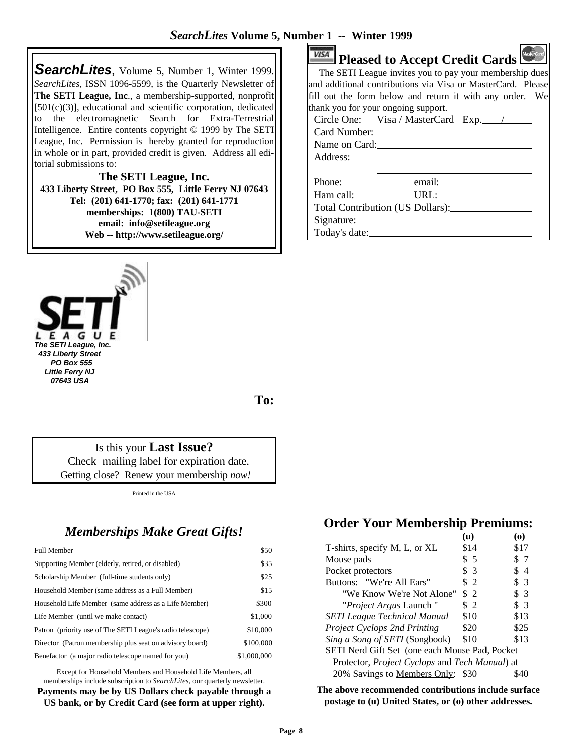**SearchLites**, Volume 5, Number 1, Winter 1999. *SearchLites*, ISSN 1096-5599, is the Quarterly Newsletter of **The SETI League, Inc**., a membership-supported, nonprofit [501(c)(3)], educational and scientific corporation, dedicated to the electromagnetic Search for Extra-Terrestrial Intelligence. Entire contents copyright © 1999 by The SETI League, Inc. Permission is hereby granted for reproduction in whole or in part, provided credit is given. Address all editorial submissions to:

**The SETI League, Inc.**
**433 Liberty Street, PO Box 555, Little Ferry NJ 07643**
**Tel: (201) 641-1770; fax: (201) 641-1771**
**memberships: 1(800) TAU-SETI**
**email: info@setileague.org**
**Web -- http://www.setileague.org/**

## Pleased to Accept Credit Cards

The SETI League invites you to pay your membership dues and additional contributions via Visa or MasterCard. Please fill out the form below and return it with any order. We thank you for your ongoing support.

Circle One: Visa / MasterCard Exp. ____/____

Card Number: ____________________

Name on Card: ____________________

Address: ____________________

____________________

Phone: __________ email: __________

Ham call: __________ URL: __________

Total Contribution (US Dollars): __________

Signature: ____________________

Today's date: ____________________

SETI LEAGUE

*The SETI League, Inc.*
*433 Liberty Street*
*PO Box 555*
*Little Ferry NJ*
*07643 USA*

**To:**

Is this your **Last Issue?**
Check mailing label for expiration date.
Getting close? Renew your membership *now!*

Printed in the USA

## *Memberships Make Great Gifts!*

| | |
|---|---|
| Full Member | $50 |
| Supporting Member (elderly, retired, or disabled) | $35 |
| Scholarship Member (full-time students only) | $25 |
| Household Member (same address as a Full Member) | $15 |
| Household Life Member (same address as a Life Member) | $300 |
| Life Member (until we make contact) | $1,000 |
| Patron (priority use of The SETI League's radio telescope) | $10,000 |
| Director (Patron membership plus seat on advisory board) | $100,000 |
| Benefactor (a major radio telescope named for you) | $1,000,000 |

Except for Household Members and Household Life Members, all memberships include subscription to *SearchLites*, our quarterly newsletter.

**Payments may be by US Dollars check payable through a US bank, or by Credit Card (see form at upper right).**

## Order Your Membership Premiums:

| | (u) | (o) |
|---|---|---|
| T-shirts, specify M, L, or XL | $14 | $17 |
| Mouse pads | $ 5 | $ 7 |
| Pocket protectors | $ 3 | $ 4 |
| Buttons: "We're All Ears" | $ 2 | $ 3 |
| "We Know We're Not Alone" | $ 2 | $ 3 |
| "*Project Argus* Launch " | $ 2 | $ 3 |
| *SETI League Technical Manual* | $10 | $13 |
| *Project Cyclops 2nd Printing* | $20 | $25 |
| *Sing a Song of SETI* (Songbook) | $10 | $13 |
| SETI Nerd Gift Set (one each Mouse Pad, Pocket Protector, *Project Cyclops* and *Tech Manual*) at 20% Savings to Members Only: | $30 | $40 |

**The above recommended contributions include surface postage to (u) United States, or (o) other addresses.**